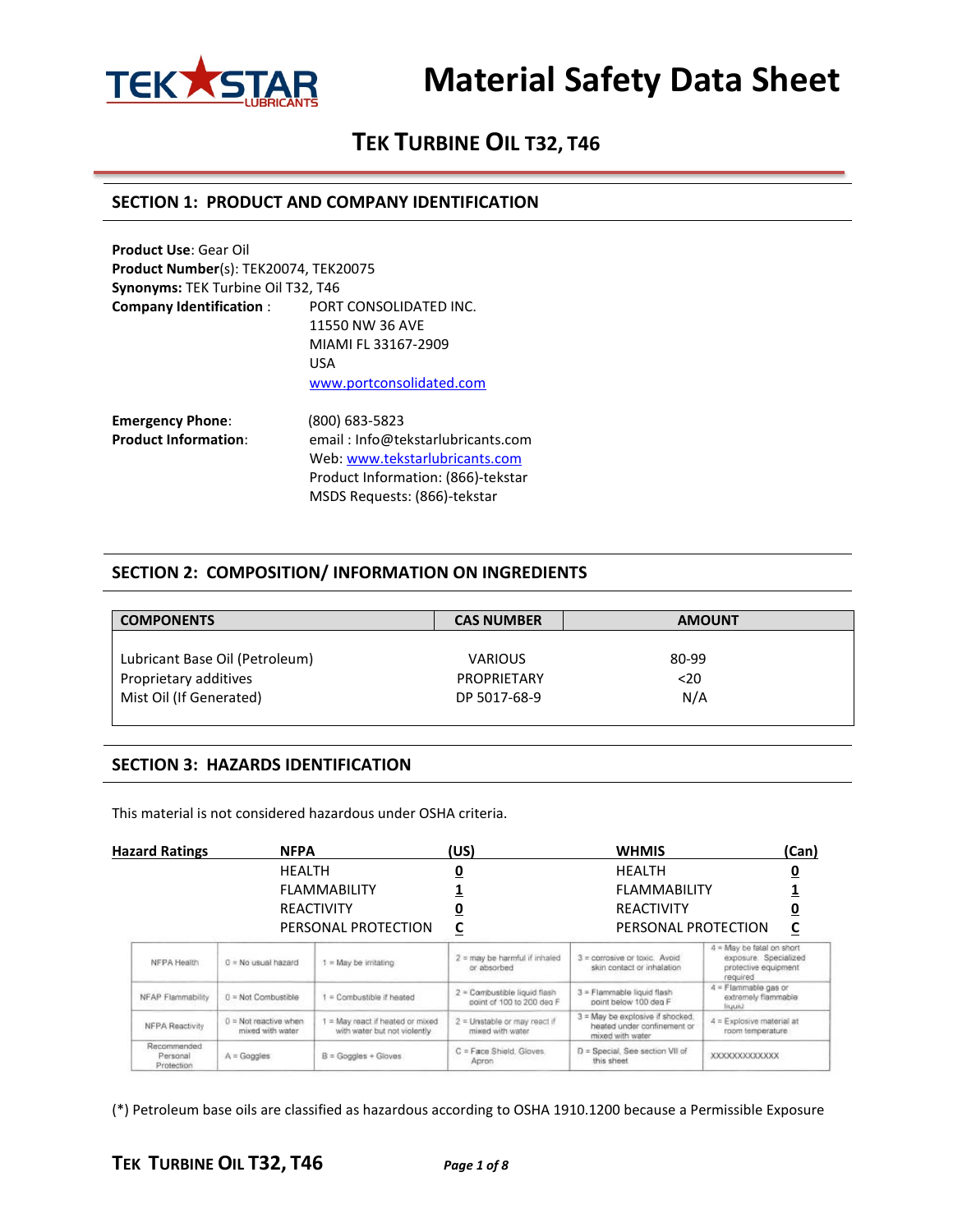# Material Safety Data Sheet

## TEK TURBINE OIL T32, T46

## SECTION 1: PRODUCT AND COMPANY IDENTIFICATION

**Product Use**: Gear Oil
**Product Number**(s): TEK20074, TEK20075
**Synonyms:** TEK Turbine Oil T32, T46
**Company Identification** : PORT CONSOLIDATED INC.
11550 NW 36 AVE
MIAMI FL 33167-2909
USA
www.portconsolidated.com

**Emergency Phone**: (800) 683-5823
**Product Information**: email : Info@tekstarlubricants.com
Web: www.tekstarlubricants.com
Product Information: (866)-tekstar
MSDS Requests: (866)-tekstar

## SECTION 2: COMPOSITION/ INFORMATION ON INGREDIENTS

| COMPONENTS | CAS NUMBER | AMOUNT |
|---|---|---|
| Lubricant Base Oil (Petroleum) | VARIOUS | 80-99 |
| Proprietary additives | PROPRIETARY | <20 |
| Mist Oil (If Generated) | DP 5017-68-9 | N/A |

## SECTION 3: HAZARDS IDENTIFICATION

This material is not considered hazardous under OSHA criteria.

| Hazard Ratings | NFPA | (US) | WHMIS | (Can) |
|---|---|---|---|---|
| | HEALTH | 0 | HEALTH | 0 |
| | FLAMMABILITY | 1 | FLAMMABILITY | 1 |
| | REACTIVITY | 0 | REACTIVITY | 0 |
| | PERSONAL PROTECTION | C | PERSONAL PROTECTION | C |

| | | | | | |
|---|---|---|---|---|---|
| NFPA Health | 0 = No usual hazard | 1 = May be irritating | 2 = may be harmful if inhaled or absorbed | 3 = corrosive or toxic. Avoid skin contact or inhalation | 4 = May be fatal on short exposure. Specialized protective equipment required |
| NFAP Flammability | 0 = Not Combustible | 1 = Combustible if heated | 2 = Combustible liquid flash point of 100 to 200 deg F | 3 = Flammable liquid flash point below 100 deg F | 4 = Flammable gas or extremely flammable liquid |
| NFPA Reactivity | 0 = Not reactive when mixed with water | 1 = May react if heated or mixed with water but not violently | 2 = Unstable or may react if mixed with water | 3 = May be explosive if shocked, heated under confinement or mixed with water | 4 = Explosive material at room temperature |
| Recommended Personal Protection | A = Goggles | B = Goggles + Gloves | C = Face Shield, Gloves, Apron | D = Special, See section VII of this sheet | XXXXXXXXXXXXX |

(*) Petroleum base oils are classified as hazardous according to OSHA 1910.1200 because a Permissible Exposure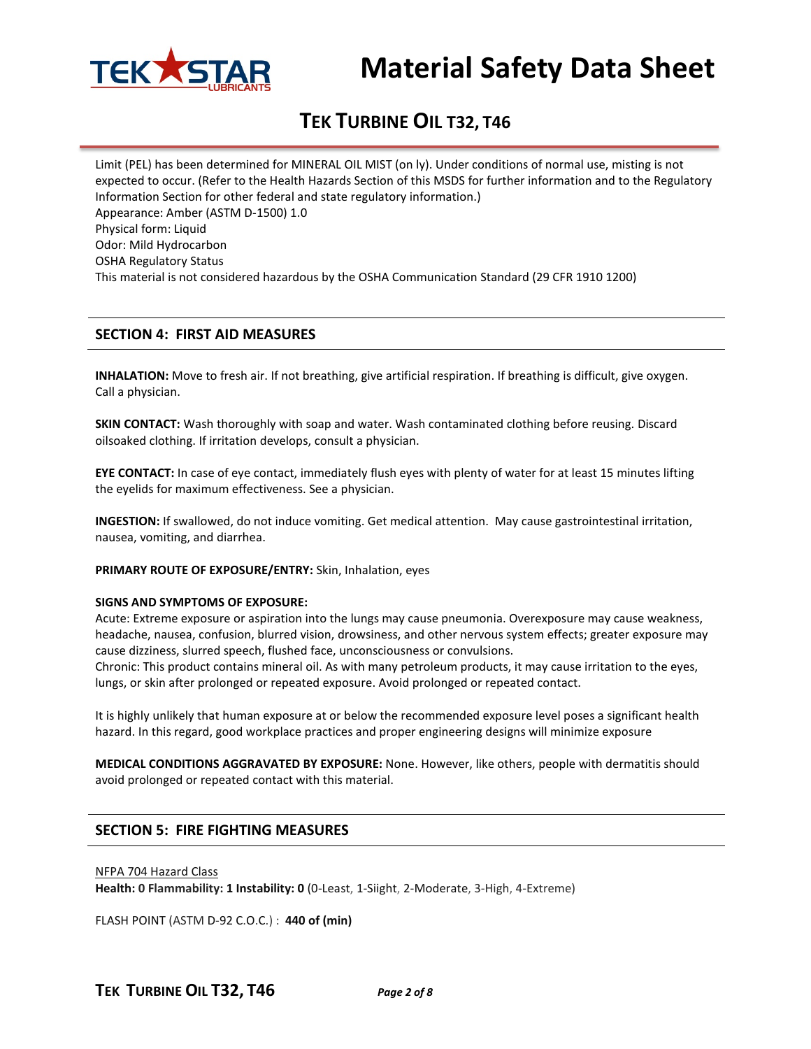Limit (PEL) has been determined for MINERAL OIL MIST (on ly). Under conditions of normal use, misting is not expected to occur. (Refer to the Health Hazards Section of this MSDS for further information and to the Regulatory Information Section for other federal and state regulatory information.)
Appearance: Amber (ASTM D-1500) 1.0
Physical form: Liquid
Odor: Mild Hydrocarbon
OSHA Regulatory Status
This material is not considered hazardous by the OSHA Communication Standard (29 CFR 1910 1200)

## SECTION 4: FIRST AID MEASURES

**INHALATION:** Move to fresh air. If not breathing, give artificial respiration. If breathing is difficult, give oxygen. Call a physician.

**SKIN CONTACT:** Wash thoroughly with soap and water. Wash contaminated clothing before reusing. Discard oilsoaked clothing. If irritation develops, consult a physician.

**EYE CONTACT:** In case of eye contact, immediately flush eyes with plenty of water for at least 15 minutes lifting the eyelids for maximum effectiveness. See a physician.

**INGESTION:** If swallowed, do not induce vomiting. Get medical attention. May cause gastrointestinal irritation, nausea, vomiting, and diarrhea.

**PRIMARY ROUTE OF EXPOSURE/ENTRY:** Skin, Inhalation, eyes

**SIGNS AND SYMPTOMS OF EXPOSURE:**
Acute: Extreme exposure or aspiration into the lungs may cause pneumonia. Overexposure may cause weakness, headache, nausea, confusion, blurred vision, drowsiness, and other nervous system effects; greater exposure may cause dizziness, slurred speech, flushed face, unconsciousness or convulsions.
Chronic: This product contains mineral oil. As with many petroleum products, it may cause irritation to the eyes, lungs, or skin after prolonged or repeated exposure. Avoid prolonged or repeated contact.

It is highly unlikely that human exposure at or below the recommended exposure level poses a significant health hazard. In this regard, good workplace practices and proper engineering designs will minimize exposure

**MEDICAL CONDITIONS AGGRAVATED BY EXPOSURE:** None. However, like others, people with dermatitis should avoid prolonged or repeated contact with this material.

## SECTION 5: FIRE FIGHTING MEASURES

NFPA 704 Hazard Class
**Health: 0 Flammability: 1 Instability: 0** (0-Least, 1-Siight, 2-Moderate, 3-High, 4-Extreme)

FLASH POINT (ASTM D-92 C.O.C.) : **440 of (min)**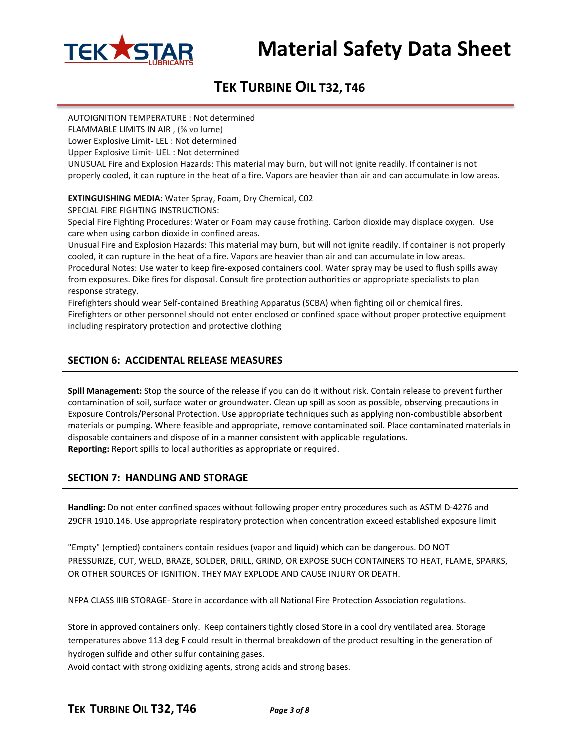AUTOIGNITION TEMPERATURE : Not determined
FLAMMABLE LIMITS IN AIR , (% vo lume)
Lower Explosive Limit- LEL : Not determined
Upper Explosive Limit- UEL : Not determined
UNUSUAL Fire and Explosion Hazards: This material may burn, but will not ignite readily. If container is not properly cooled, it can rupture in the heat of a fire. Vapors are heavier than air and can accumulate in low areas.

**EXTINGUISHING MEDIA:** Water Spray, Foam, Dry Chemical, C02
SPECIAL FIRE FIGHTING INSTRUCTIONS:
Special Fire Fighting Procedures: Water or Foam may cause frothing. Carbon dioxide may displace oxygen. Use care when using carbon dioxide in confined areas.
Unusual Fire and Explosion Hazards: This material may burn, but will not ignite readily. If container is not properly cooled, it can rupture in the heat of a fire. Vapors are heavier than air and can accumulate in low areas.
Procedural Notes: Use water to keep fire-exposed containers cool. Water spray may be used to flush spills away from exposures. Dike fires for disposal. Consult fire protection authorities or appropriate specialists to plan response strategy.
Firefighters should wear Self-contained Breathing Apparatus (SCBA) when fighting oil or chemical fires.
Firefighters or other personnel should not enter enclosed or confined space without proper protective equipment including respiratory protection and protective clothing

## SECTION 6: ACCIDENTAL RELEASE MEASURES

**Spill Management:** Stop the source of the release if you can do it without risk. Contain release to prevent further contamination of soil, surface water or groundwater. Clean up spill as soon as possible, observing precautions in Exposure Controls/Personal Protection. Use appropriate techniques such as applying non-combustible absorbent materials or pumping. Where feasible and appropriate, remove contaminated soil. Place contaminated materials in disposable containers and dispose of in a manner consistent with applicable regulations.
**Reporting:** Report spills to local authorities as appropriate or required.

## SECTION 7: HANDLING AND STORAGE

**Handling:** Do not enter confined spaces without following proper entry procedures such as ASTM D-4276 and 29CFR 1910.146. Use appropriate respiratory protection when concentration exceed established exposure limit

"Empty" (emptied) containers contain residues (vapor and liquid) which can be dangerous. DO NOT PRESSURIZE, CUT, WELD, BRAZE, SOLDER, DRILL, GRIND, OR EXPOSE SUCH CONTAINERS TO HEAT, FLAME, SPARKS, OR OTHER SOURCES OF IGNITION. THEY MAY EXPLODE AND CAUSE INJURY OR DEATH.

NFPA CLASS IIIB STORAGE- Store in accordance with all National Fire Protection Association regulations.

Store in approved containers only. Keep containers tightly closed Store in a cool dry ventilated area. Storage temperatures above 113 deg F could result in thermal breakdown of the product resulting in the generation of hydrogen sulfide and other sulfur containing gases.
Avoid contact with strong oxidizing agents, strong acids and strong bases.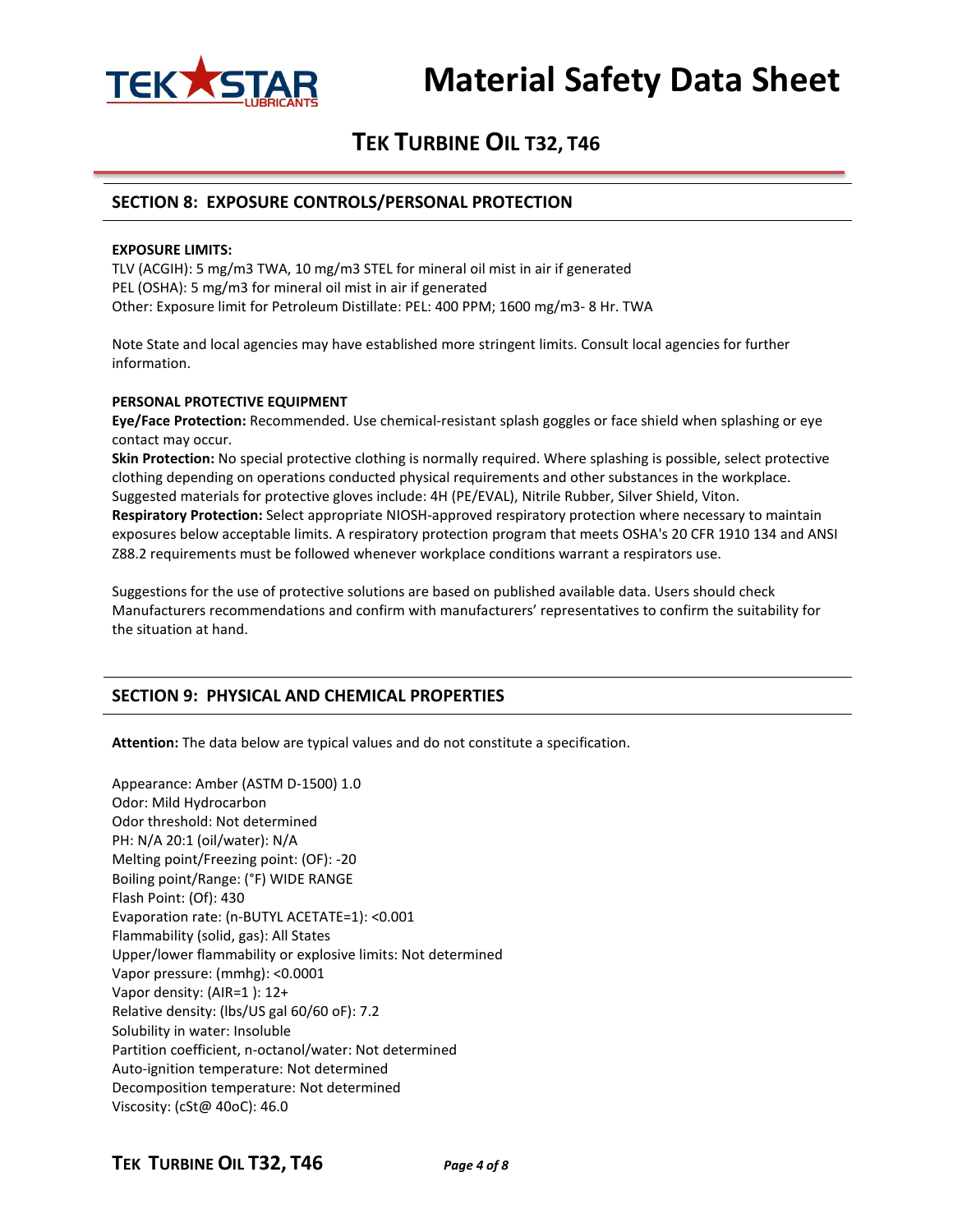## SECTION 8: EXPOSURE CONTROLS/PERSONAL PROTECTION

**EXPOSURE LIMITS:**
TLV (ACGIH): 5 mg/m3 TWA, 10 mg/m3 STEL for mineral oil mist in air if generated
PEL (OSHA): 5 mg/m3 for mineral oil mist in air if generated
Other: Exposure limit for Petroleum Distillate: PEL: 400 PPM; 1600 mg/m3- 8 Hr. TWA

Note State and local agencies may have established more stringent limits. Consult local agencies for further information.

**PERSONAL PROTECTIVE EQUIPMENT**
**Eye/Face Protection:** Recommended. Use chemical-resistant splash goggles or face shield when splashing or eye contact may occur.
**Skin Protection:** No special protective clothing is normally required. Where splashing is possible, select protective clothing depending on operations conducted physical requirements and other substances in the workplace. Suggested materials for protective gloves include: 4H (PE/EVAL), Nitrile Rubber, Silver Shield, Viton.
**Respiratory Protection:** Select appropriate NIOSH-approved respiratory protection where necessary to maintain exposures below acceptable limits. A respiratory protection program that meets OSHA's 20 CFR 1910 134 and ANSI Z88.2 requirements must be followed whenever workplace conditions warrant a respirators use.

Suggestions for the use of protective solutions are based on published available data. Users should check Manufacturers recommendations and confirm with manufacturers' representatives to confirm the suitability for the situation at hand.

## SECTION 9: PHYSICAL AND CHEMICAL PROPERTIES

**Attention:** The data below are typical values and do not constitute a specification.

Appearance: Amber (ASTM D-1500) 1.0
Odor: Mild Hydrocarbon
Odor threshold: Not determined
PH: N/A 20:1 (oil/water): N/A
Melting point/Freezing point: (OF): -20
Boiling point/Range: (°F) WIDE RANGE
Flash Point: (Of): 430
Evaporation rate: (n-BUTYL ACETATE=1): <0.001
Flammability (solid, gas): All States
Upper/lower flammability or explosive limits: Not determined
Vapor pressure: (mmhg): <0.0001
Vapor density: (AIR=1 ): 12+
Relative density: (lbs/US gal 60/60 oF): 7.2
Solubility in water: Insoluble
Partition coefficient, n-octanol/water: Not determined
Auto-ignition temperature: Not determined
Decomposition temperature: Not determined
Viscosity: (cSt@ 40oC): 46.0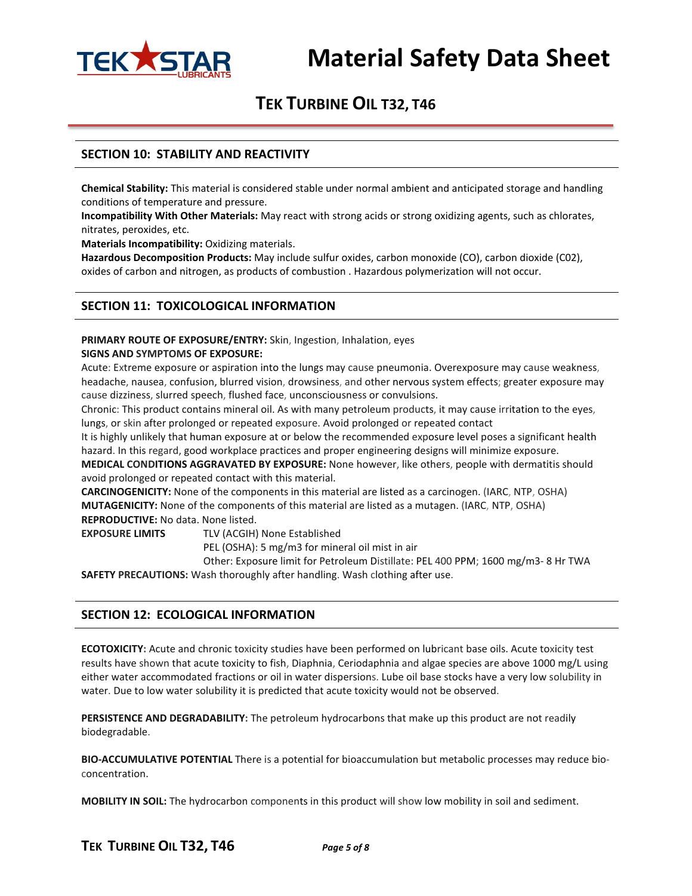## SECTION 10: STABILITY AND REACTIVITY

**Chemical Stability:** This material is considered stable under normal ambient and anticipated storage and handling conditions of temperature and pressure.
**Incompatibility With Other Materials:** May react with strong acids or strong oxidizing agents, such as chlorates, nitrates, peroxides, etc.
**Materials Incompatibility:** Oxidizing materials.
**Hazardous Decomposition Products:** May include sulfur oxides, carbon monoxide (CO), carbon dioxide (C02), oxides of carbon and nitrogen, as products of combustion . Hazardous polymerization will not occur.

## SECTION 11: TOXICOLOGICAL INFORMATION

**PRIMARY ROUTE OF EXPOSURE/ENTRY:** Skin, Ingestion, Inhalation, eyes
**SIGNS AND SYMPTOMS OF EXPOSURE:**
Acute: Extreme exposure or aspiration into the lungs may cause pneumonia. Overexposure may cause weakness, headache, nausea, confusion, blurred vision, drowsiness, and other nervous system effects; greater exposure may cause dizziness, slurred speech, flushed face, unconsciousness or convulsions.
Chronic: This product contains mineral oil. As with many petroleum products, it may cause irritation to the eyes, lungs, or skin after prolonged or repeated exposure. Avoid prolonged or repeated contact
It is highly unlikely that human exposure at or below the recommended exposure level poses a significant health hazard. In this regard, good workplace practices and proper engineering designs will minimize exposure.
**MEDICAL CONDITIONS AGGRAVATED BY EXPOSURE:** None however, like others, people with dermatitis should avoid prolonged or repeated contact with this material.
**CARCINOGENICITY:** None of the components in this material are listed as a carcinogen. (IARC, NTP, OSHA)
**MUTAGENICITY:** None of the components of this material are listed as a mutagen. (IARC, NTP, OSHA)
**REPRODUCTIVE:** No data. None listed.
**EXPOSURE LIMITS** TLV (ACGIH) None Established
PEL (OSHA): 5 mg/m3 for mineral oil mist in air
Other: Exposure limit for Petroleum Distillate: PEL 400 PPM; 1600 mg/m3- 8 Hr TWA
**SAFETY PRECAUTIONS:** Wash thoroughly after handling. Wash clothing after use.

## SECTION 12: ECOLOGICAL INFORMATION

**ECOTOXICITY:** Acute and chronic toxicity studies have been performed on lubricant base oils. Acute toxicity test results have shown that acute toxicity to fish, Diaphnia, Ceriodaphnia and algae species are above 1000 mg/L using either water accommodated fractions or oil in water dispersions. Lube oil base stocks have a very low solubility in water. Due to low water solubility it is predicted that acute toxicity would not be observed.

**PERSISTENCE AND DEGRADABILITY:** The petroleum hydrocarbons that make up this product are not readily biodegradable.

**BIO-ACCUMULATIVE POTENTIAL** There is a potential for bioaccumulation but metabolic processes may reduce bio-concentration.

**MOBILITY IN SOIL:** The hydrocarbon components in this product will show low mobility in soil and sediment.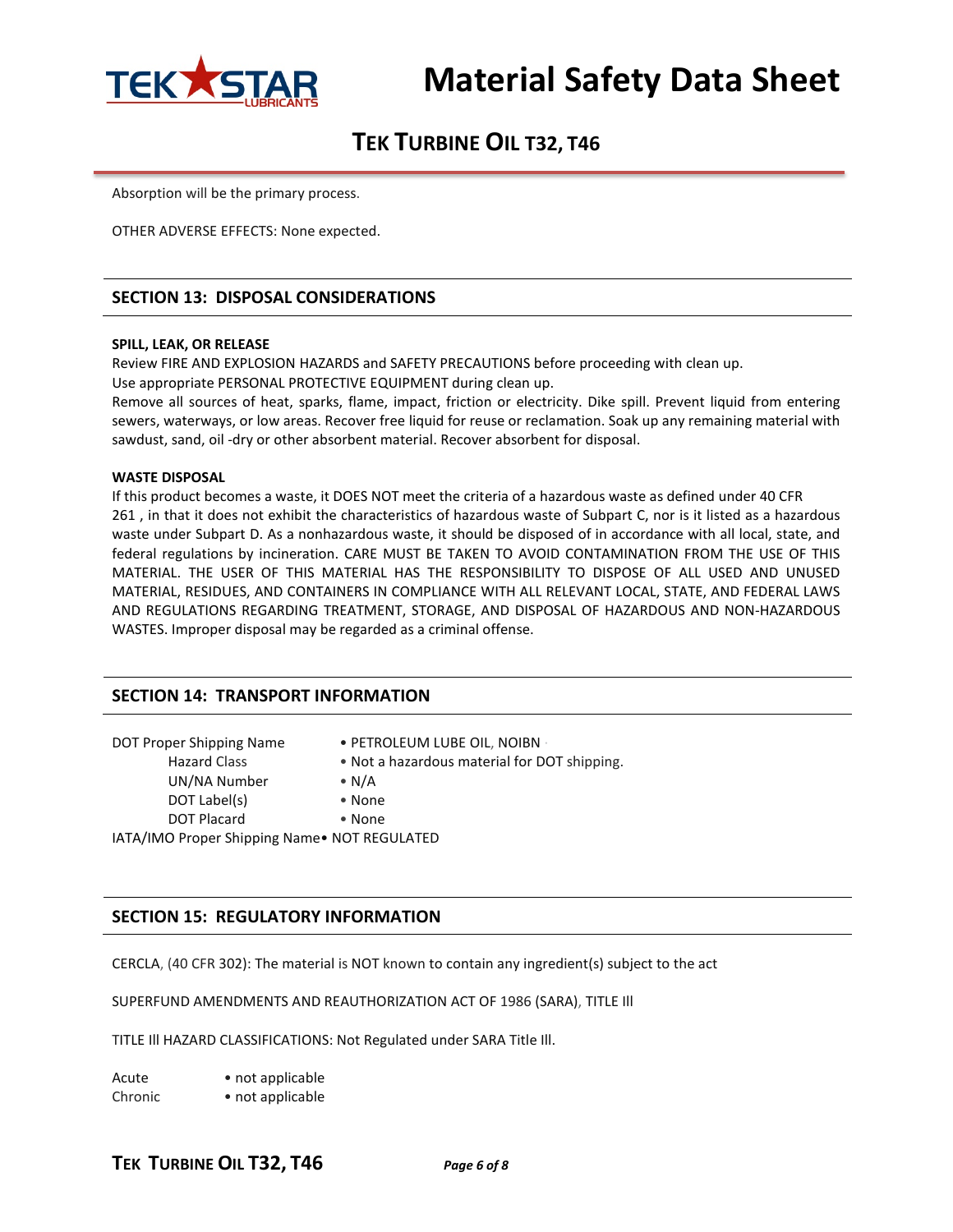Absorption will be the primary process.

OTHER ADVERSE EFFECTS: None expected.

## SECTION 13: DISPOSAL CONSIDERATIONS

**SPILL, LEAK, OR RELEASE**

Review FIRE AND EXPLOSION HAZARDS and SAFETY PRECAUTIONS before proceeding with clean up.
Use appropriate PERSONAL PROTECTIVE EQUIPMENT during clean up.
Remove all sources of heat, sparks, flame, impact, friction or electricity. Dike spill. Prevent liquid from entering sewers, waterways, or low areas. Recover free liquid for reuse or reclamation. Soak up any remaining material with sawdust, sand, oil -dry or other absorbent material. Recover absorbent for disposal.

**WASTE DISPOSAL**

If this product becomes a waste, it DOES NOT meet the criteria of a hazardous waste as defined under 40 CFR 261 , in that it does not exhibit the characteristics of hazardous waste of Subpart C, nor is it listed as a hazardous waste under Subpart D. As a nonhazardous waste, it should be disposed of in accordance with all local, state, and federal regulations by incineration. CARE MUST BE TAKEN TO AVOID CONTAMINATION FROM THE USE OF THIS MATERIAL. THE USER OF THIS MATERIAL HAS THE RESPONSIBILITY TO DISPOSE OF ALL USED AND UNUSED MATERIAL, RESIDUES, AND CONTAINERS IN COMPLIANCE WITH ALL RELEVANT LOCAL, STATE, AND FEDERAL LAWS AND REGULATIONS REGARDING TREATMENT, STORAGE, AND DISPOSAL OF HAZARDOUS AND NON-HAZARDOUS WASTES. Improper disposal may be regarded as a criminal offense.

## SECTION 14: TRANSPORT INFORMATION

| | |
|---|---|
| DOT Proper Shipping Name | • PETROLEUM LUBE OIL, NOIBN |
| Hazard Class | • Not a hazardous material for DOT shipping. |
| UN/NA Number | • N/A |
| DOT Label(s) | • None |
| DOT Placard | • None |
| IATA/IMO Proper Shipping Name | • NOT REGULATED |

## SECTION 15: REGULATORY INFORMATION

CERCLA, (40 CFR 302): The material is NOT known to contain any ingredient(s) subject to the act

SUPERFUND AMENDMENTS AND REAUTHORIZATION ACT OF 1986 (SARA), TITLE III

TITLE III HAZARD CLASSIFICATIONS: Not Regulated under SARA Title III.

| | |
|---|---|
| Acute | • not applicable |
| Chronic | • not applicable |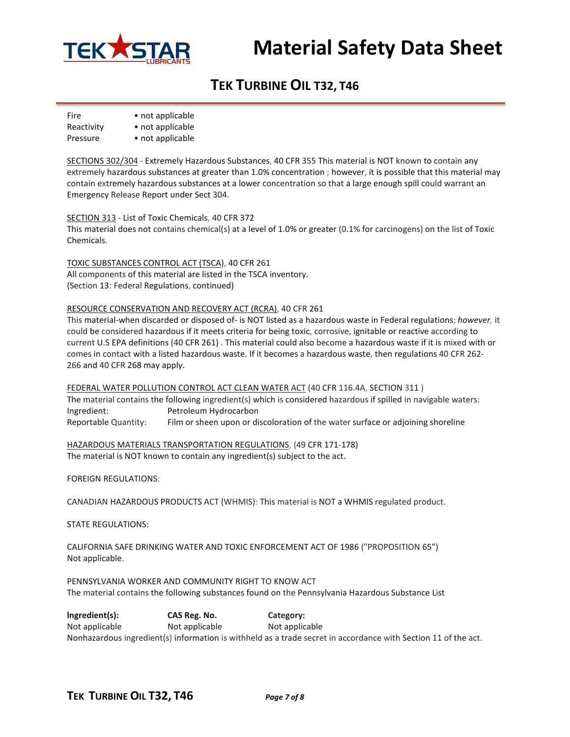| | |
|---|---|
| Fire | • not applicable |
| Reactivity | • not applicable |
| Pressure | • not applicable |

SECTIONS 302/304 - Extremely Hazardous Substances, 40 CFR 355 This material is NOT known to contain any extremely hazardous substances at greater than 1.0% concentration ; however, it is possible that this material may contain extremely hazardous substances at a lower concentration so that a large enough spill could warrant an Emergency Release Report under Sect 304.

SECTION 313 - List of Toxic Chemicals, 40 CFR 372
This material does not contains chemical(s) at a level of 1.0% or greater (0.1% for carcinogens) on the list of Toxic Chemicals.

TOXIC SUBSTANCES CONTROL ACT (TSCA), 40 CFR 261
All components of this material are listed in the TSCA inventory.
(Section 13: Federal Regulations, continued)

RESOURCE CONSERVATION AND RECOVERY ACT (RCRA), 40 CFR 261
This material-when discarded or disposed of- is NOT listed as a hazardous waste in Federal regulations; *however,* it could be considered hazardous if it meets criteria for being toxic, corrosive, ignitable or reactive according to current U.S EPA definitions (40 CFR 261) . This material could also become a hazardous waste if it is mixed with or comes in contact with a listed hazardous waste. If it becomes a hazardous waste, then regulations 40 CFR 262-266 and 40 CFR 268 may apply.

FEDERAL WATER POLLUTION CONTROL ACT CLEAN WATER ACT (40 CFR 116.4A, SECTION 311 )
The material contains the following ingredient(s) which is considered hazardous if spilled in navigable waters:

| | |
|---|---|
| Ingredient: | Petroleum Hydrocarbon |
| Reportable Quantity: | Film or sheen upon or discoloration of the water surface or adjoining shoreline |

HAZARDOUS MATERIALS TRANSPORTATION REGULATIONS, (49 CFR 171-178)
The material is NOT known to contain any ingredient(s) subject to the act.

FOREIGN REGULATIONS:

CANADIAN HAZARDOUS PRODUCTS ACT (WHMIS): This material is NOT a WHMIS regulated product.

STATE REGULATIONS:

CALIFORNIA SAFE DRINKING WATER AND TOXIC ENFORCEMENT ACT OF 1986 ("PROPOSITION 65")
Not applicable.

PENNSYLVANIA WORKER AND COMMUNITY RIGHT TO KNOW ACT
The material contains the following substances found on the Pennsylvania Hazardous Substance List

| **Ingredient(s):** | **CAS Reg. No.** | **Category:** |
|---|---|---|
| Not applicable | Not applicable | Not applicable |

Nonhazardous ingredient(s) information is withheld as a trade secret in accordance with Section 11 of the act.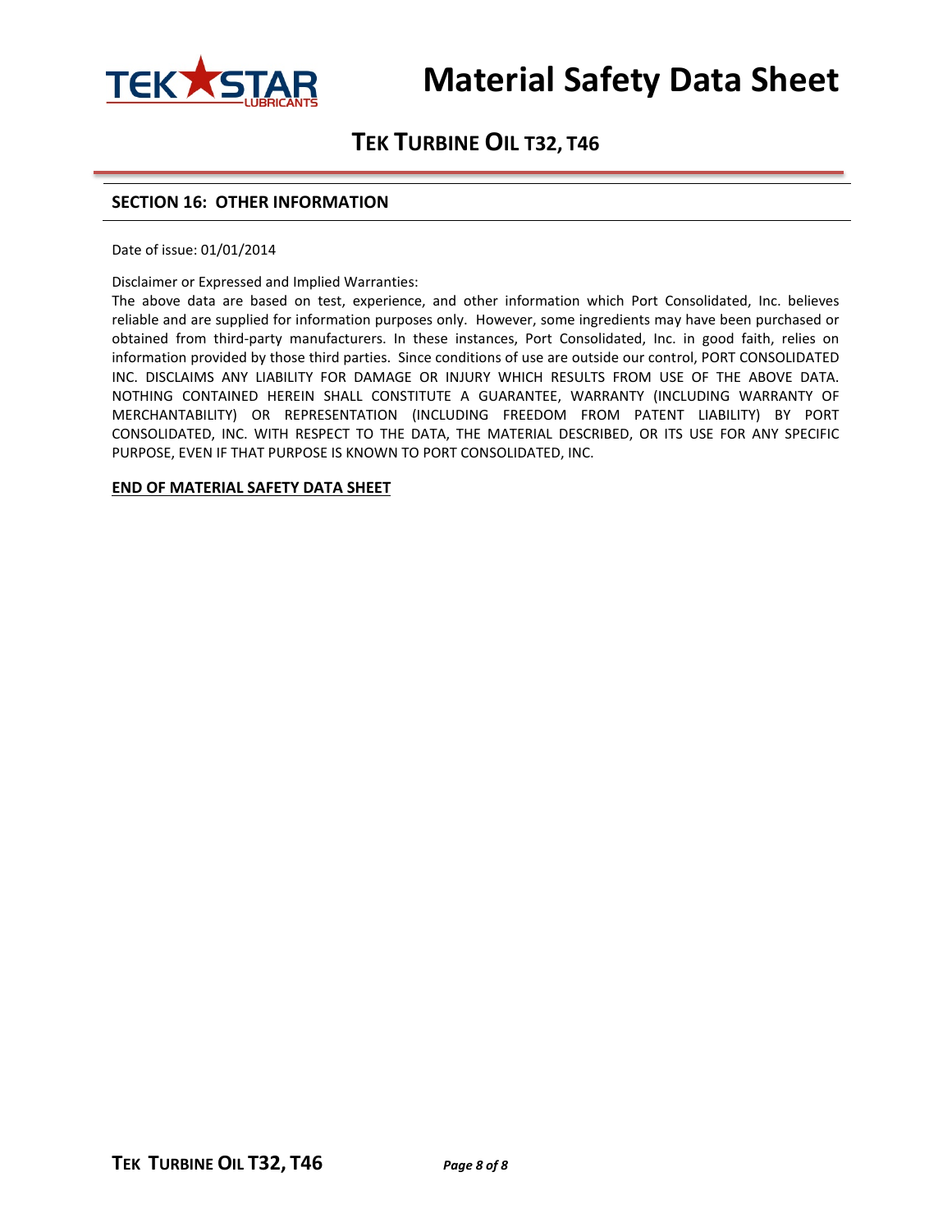## SECTION 16: OTHER INFORMATION

Date of issue: 01/01/2014

Disclaimer or Expressed and Implied Warranties:

The above data are based on test, experience, and other information which Port Consolidated, Inc. believes reliable and are supplied for information purposes only. However, some ingredients may have been purchased or obtained from third-party manufacturers. In these instances, Port Consolidated, Inc. in good faith, relies on information provided by those third parties. Since conditions of use are outside our control, PORT CONSOLIDATED INC. DISCLAIMS ANY LIABILITY FOR DAMAGE OR INJURY WHICH RESULTS FROM USE OF THE ABOVE DATA. NOTHING CONTAINED HEREIN SHALL CONSTITUTE A GUARANTEE, WARRANTY (INCLUDING WARRANTY OF MERCHANTABILITY) OR REPRESENTATION (INCLUDING FREEDOM FROM PATENT LIABILITY) BY PORT CONSOLIDATED, INC. WITH RESPECT TO THE DATA, THE MATERIAL DESCRIBED, OR ITS USE FOR ANY SPECIFIC PURPOSE, EVEN IF THAT PURPOSE IS KNOWN TO PORT CONSOLIDATED, INC.

**END OF MATERIAL SAFETY DATA SHEET**